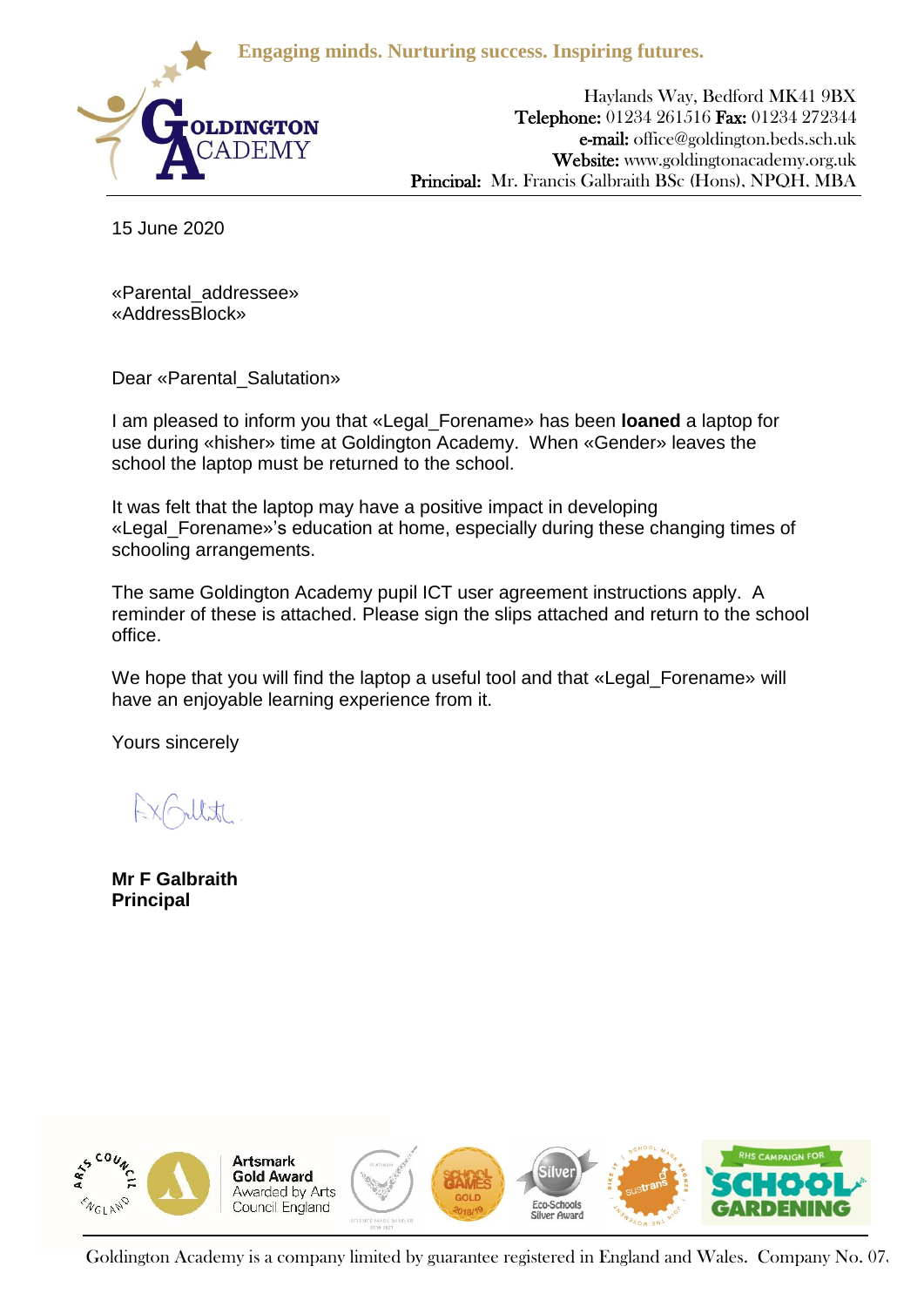Engaging minds. Nurturing success. Inspiring futures.

GOLDINGTON ACADEMY

Haylands Way, Bedford MK41 9BX
**Telephone:** 01234 261516 **Fax:** 01234 272344
**e-mail:** office@goldington.beds.sch.uk
**Website:** www.goldingtonacademy.org.uk
**Principal:** Mr. Francis Galbraith BSc (Hons), NPQH, MBA

15 June 2020

«Parental_addressee»
«AddressBlock»

Dear «Parental_Salutation»

I am pleased to inform you that «Legal_Forename» has been **loaned** a laptop for use during «hisher» time at Goldington Academy. When «Gender» leaves the school the laptop must be returned to the school.

It was felt that the laptop may have a positive impact in developing «Legal_Forename»'s education at home, especially during these changing times of schooling arrangements.

The same Goldington Academy pupil ICT user agreement instructions apply. A reminder of these is attached. Please sign the slips attached and return to the school office.

We hope that you will find the laptop a useful tool and that «Legal_Forename» will have an enjoyable learning experience from it.

Yours sincerely

**Mr F Galbraith**
**Principal**

Artsmark Gold Award Awarded by Arts Council England

Goldington Academy is a company limited by guarantee registered in England and Wales. Company No. 07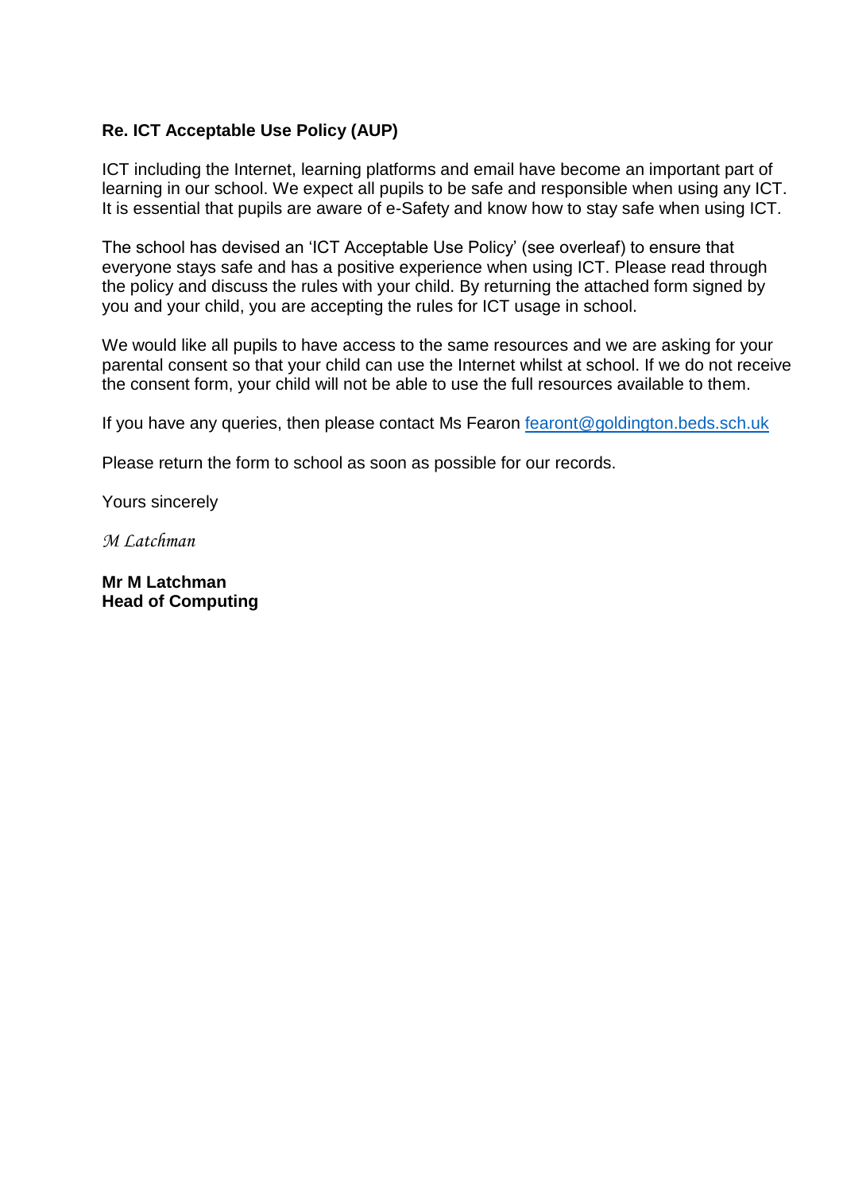**Re. ICT Acceptable Use Policy (AUP)**

ICT including the Internet, learning platforms and email have become an important part of learning in our school. We expect all pupils to be safe and responsible when using any ICT. It is essential that pupils are aware of e-Safety and know how to stay safe when using ICT.

The school has devised an 'ICT Acceptable Use Policy' (see overleaf) to ensure that everyone stays safe and has a positive experience when using ICT. Please read through the policy and discuss the rules with your child. By returning the attached form signed by you and your child, you are accepting the rules for ICT usage in school.

We would like all pupils to have access to the same resources and we are asking for your parental consent so that your child can use the Internet whilst at school. If we do not receive the consent form, your child will not be able to use the full resources available to them.

If you have any queries, then please contact Ms Fearon [fearont@goldington.beds.sch.uk](mailto:fearont@goldington.beds.sch.uk)

Please return the form to school as soon as possible for our records.

Yours sincerely

*M Latchman*

**Mr M Latchman**
**Head of Computing**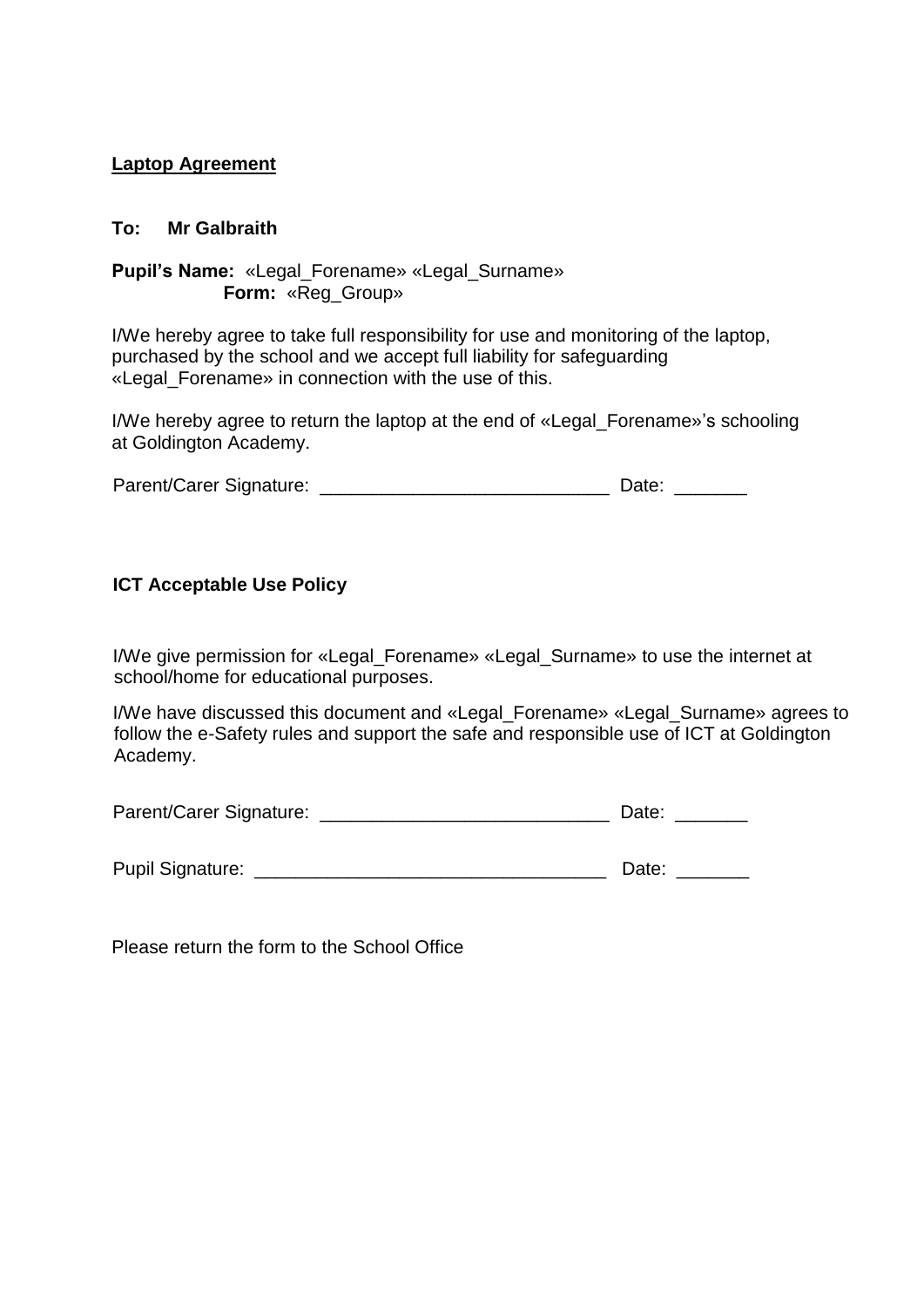**Laptop Agreement**

**To: Mr Galbraith**

**Pupil's Name:** «Legal_Forename» «Legal_Surname»
**Form:** «Reg_Group»

I/We hereby agree to take full responsibility for use and monitoring of the laptop, purchased by the school and we accept full liability for safeguarding «Legal_Forename» in connection with the use of this.

I/We hereby agree to return the laptop at the end of «Legal_Forename»'s schooling at Goldington Academy.

Parent/Carer Signature: ____________________________ Date: _______

**ICT Acceptable Use Policy**

I/We give permission for «Legal_Forename» «Legal_Surname» to use the internet at school/home for educational purposes.

I/We have discussed this document and «Legal_Forename» «Legal_Surname» agrees to follow the e-Safety rules and support the safe and responsible use of ICT at Goldington Academy.

Parent/Carer Signature: ____________________________ Date: _______

Pupil Signature: _________________________________ Date: _______

Please return the form to the School Office